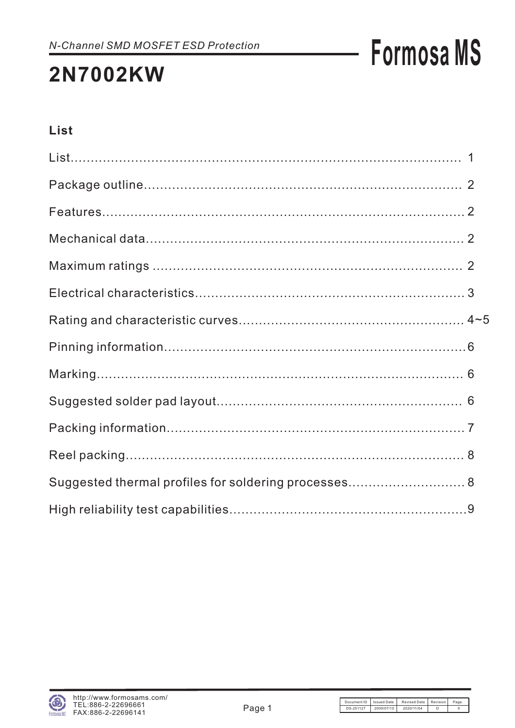*N-Channel SMD MOSFET ESD Protection*

# 2N7002KW

## List

List........................................................................................ 1

Package outline............................................................................ 2

Features...................................................................................... 2

Mechanical data............................................................................ 2

Maximum ratings .......................................................................... 2

Electrical characteristics................................................................ 3

Rating and characteristic curves..................................................... 4~5

Pinning information........................................................................ 6

Marking....................................................................................... 6

Suggested solder pad layout.......................................................... 6

Packing information....................................................................... 7

Reel packing................................................................................. 8

Suggested thermal profiles for soldering processes.......................... 8

High reliability test capabilities......................................................... 9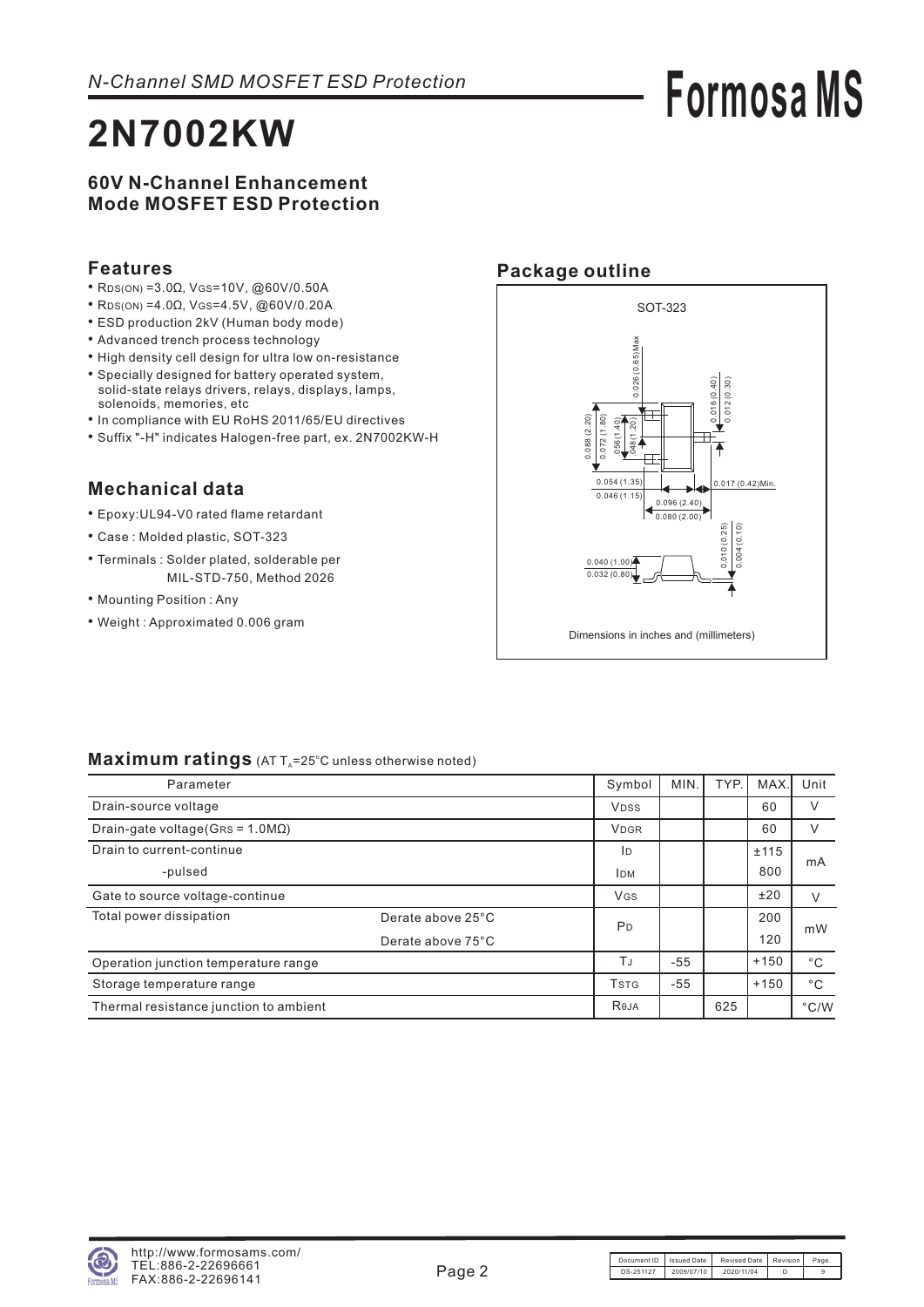*N-Channel SMD MOSFET ESD Protection*

# 2N7002KW

## 60V N-Channel Enhancement Mode MOSFET ESD Protection

## Features

- $R_{DS(ON)}$ =3.0Ω, $V_{GS}$=10V, @60V/0.50A
- $R_{DS(ON)}$ =4.0Ω, $V_{GS}$=4.5V, @60V/0.20A
- ESD production 2kV (Human body mode)
- Advanced trench process technology
- High density cell design for ultra low on-resistance
- Specially designed for battery operated system, solid-state relays drivers, relays, displays, lamps, solenoids, memories, etc
- In compliance with EU RoHS 2011/65/EU directives
- Suffix "-H" indicates Halogen-free part, ex. 2N7002KW-H

## Mechanical data

- Epoxy:UL94-V0 rated flame retardant
- Case : Molded plastic, SOT-323
- Terminals : Solder plated, solderable per MIL-STD-750, Method 2026
- Mounting Position : Any
- Weight : Approximated 0.006 gram

## Package outline

SOT-323

0.026 (0.65)Max; 0.016 (0.40) / 0.012 (0.30); 0.088 (2.20) / 0.072 (1.80); .056(1.40) / .048(1.20); 0.054 (1.35) / 0.046 (1.15); 0.017 (0.42)Min.; 0.096 (2.40) / 0.080 (2.00); 0.010 (0.25) / 0.004 (0.10); 0.040 (1.00) / 0.032 (0.80)

Dimensions in inches and (millimeters)

## Maximum ratings (AT $T_A$=25°C unless otherwise noted)

| Parameter | | Symbol | MIN. | TYP. | MAX. | Unit |
|---|---|---|---|---|---|---|
| Drain-source voltage | | $V_{DSS}$ | | | 60 | V |
| Drain-gate voltage($G_{RS}$ = 1.0MΩ) | | $V_{DGR}$ | | | 60 | V |
| Drain to current-continue | | $I_D$ | | | ±115 | mA |
| -pulsed | | $I_{DM}$ | | | 800 | mA |
| Gate to source voltage-continue | | $V_{GS}$ | | | ±20 | V |
| Total power dissipation | Derate above 25°C | $P_D$ | | | 200 | mW |
| | Derate above 75°C | | | | 120 | mW |
| Operation junction temperature range | | $T_J$ | -55 | | +150 | °C |
| Storage temperature range | | $T_{STG}$ | -55 | | +150 | °C |
| Thermal resistance junction to ambient | | $R_{θJA}$ | | 625 | | °C/W |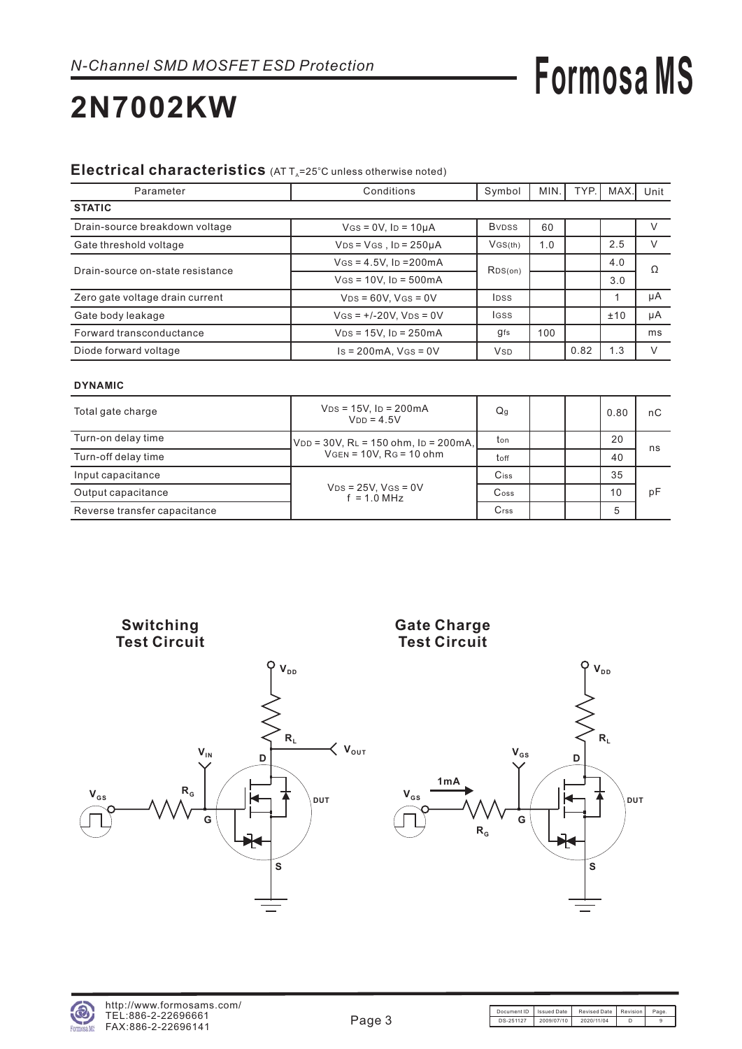*N-Channel SMD MOSFET ESD Protection*

# 2N7002KW

## Electrical characteristics (AT $T_A$=25°C unless otherwise noted)

| Parameter | Conditions | Symbol | MIN. | TYP. | MAX. | Unit |
|---|---|---|---|---|---|---|
| **STATIC** | | | | | | |
| Drain-source breakdown voltage | $V_{GS}$ = 0V, $I_D$ = 10μA | $BV_{DSS}$ | 60 | | | V |
| Gate threshold voltage | $V_{DS}$ = $V_{GS}$ , $I_D$ = 250μA | $V_{GS(th)}$ | 1.0 | | 2.5 | V |
| Drain-source on-state resistance | $V_{GS}$ = 4.5V, $I_D$ =200mA | $R_{DS(on)}$ | | | 4.0 | Ω |
| | $V_{GS}$ = 10V, $I_D$ = 500mA | | | | 3.0 | |
| Zero gate voltage drain current | $V_{DS}$ = 60V, $V_{GS}$ = 0V | $I_{DSS}$ | | | 1 | μA |
| Gate body leakage | $V_{GS}$ = +/-20V, $V_{DS}$ = 0V | $I_{GSS}$ | | | ±10 | μA |
| Forward transconductance | $V_{DS}$ = 15V, $I_D$ = 250mA | $g_{fs}$ | 100 | | | ms |
| Diode forward voltage | $I_S$ = 200mA, $V_{GS}$ = 0V | $V_{SD}$ | | 0.82 | 1.3 | V |

**DYNAMIC**

| Parameter | Conditions | Symbol | MIN. | TYP. | MAX. | Unit |
|---|---|---|---|---|---|---|
| Total gate charge | $V_{DS}$ = 15V, $I_D$ = 200mA $V_{DD}$ = 4.5V | $Q_g$ | | | 0.80 | nC |
| Turn-on delay time | $V_{DD}$ = 30V, $R_L$ = 150 ohm, $I_D$ = 200mA, $V_{GEN}$ = 10V, $R_G$ = 10 ohm | $t_{on}$ | | | 20 | ns |
| Turn-off delay time | | $t_{off}$ | | | 40 | |
| Input capacitance | $V_{DS}$ = 25V, $V_{GS}$ = 0V f = 1.0 MHz | $C_{iss}$ | | | 35 | pF |
| Output capacitance | | $C_{oss}$ | | | 10 | |
| Reverse transfer capacitance | | $C_{rss}$ | | | 5 | |

**Switching Test Circuit**

**Gate Charge Test Circuit**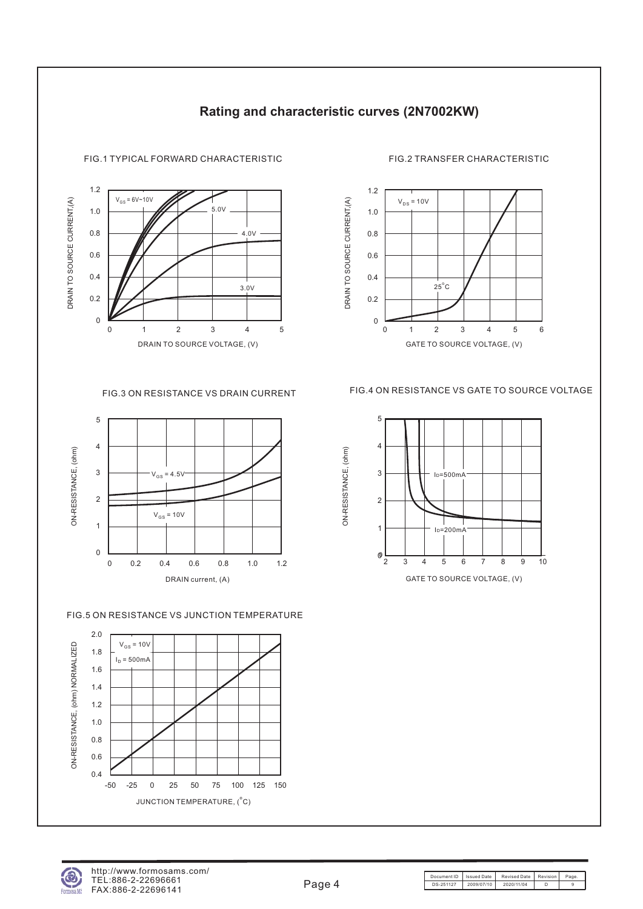# Rating and characteristic curves (2N7002KW)

FIG.1 TYPICAL FORWARD CHARACTERISTIC

DRAIN TO SOURCE CURRENT,(A)

$V_{GS}$ = 6V~10V

5.0V

4.0V

3.0V

DRAIN TO SOURCE VOLTAGE, (V)

FIG.2 TRANSFER CHARACTERISTIC

DRAIN TO SOURCE CURRENT,(A)

$V_{DS}$ = 10V

25°C

GATE TO SOURCE VOLTAGE, (V)

FIG.3 ON RESISTANCE VS DRAIN CURRENT

ON-RESISTANCE, (ohm)

$V_{GS}$ = 4.5V

$V_{GS}$ = 10V

DRAIN current, (A)

FIG.4 ON RESISTANCE VS GATE TO SOURCE VOLTAGE

ON-RESISTANCE, (ohm)

$I_D$=500mA

$I_D$=200mA

GATE TO SOURCE VOLTAGE, (V)

FIG.5 ON RESISTANCE VS JUNCTION TEMPERATURE

ON-RESISTANCE, (ohm) NORMALIZED

$V_{GS}$ = 10V

$I_D$ = 500mA

JUNCTION TEMPERATURE, (°C)

http://www.formosams.com/
TEL:886-2-22696661
FAX:886-2-22696141

| Document ID | Issued Date | Revised Date | Revision | Page. |
|---|---|---|---|---|
| DS-251127 | 2009/07/10 | 2020/11/04 | D | 9 |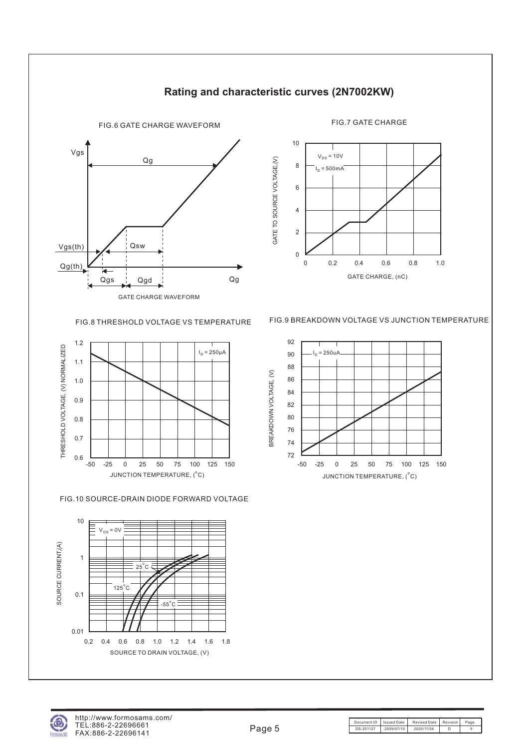## Rating and characteristic curves (2N7002KW)

FIG.6 GATE CHARGE WAVEFORM

Vgs, Qg, Vgs(th), Qsw, Qg(th), Qgs, Qgd, Qg

GATE CHARGE WAVEFORM

FIG.7 GATE CHARGE

$V_{DS}$ = 10V
$I_D$ = 500mA

GATE TO SOURCE VOLTAGE,(V)

GATE CHARGE, (nC)

FIG.8 THRESHOLD VOLTAGE VS TEMPERATURE

$I_D$ = 250μA

THRESHOLD VOLTAGE, (V) NORMALIZED

JUNCTION TEMPERATURE, (°C)

FIG.9 BREAKDOWN VOLTAGE VS JUNCTION TEMPERATURE

$I_D$ = 250uA

BREAKDOWN VOLTAGE, (V)

JUNCTION TEMPERATURE, (°C)

FIG.10 SOURCE-DRAIN DIODE FORWARD VOLTAGE

$V_{GS}$ = 0V

25°C, 125°C, -55°C

SOURCE CURRENT,(A)

SOURCE TO DRAIN VOLTAGE, (V)

http://www.formosams.com/
TEL:886-2-22696661
FAX:886-2-22696141

| Document ID | Issued Date | Revised Date | Revision | Page. |
| --- | --- | --- | --- | --- |
| DS-251127 | 2009/07/10 | 2020/11/04 | D | 9 |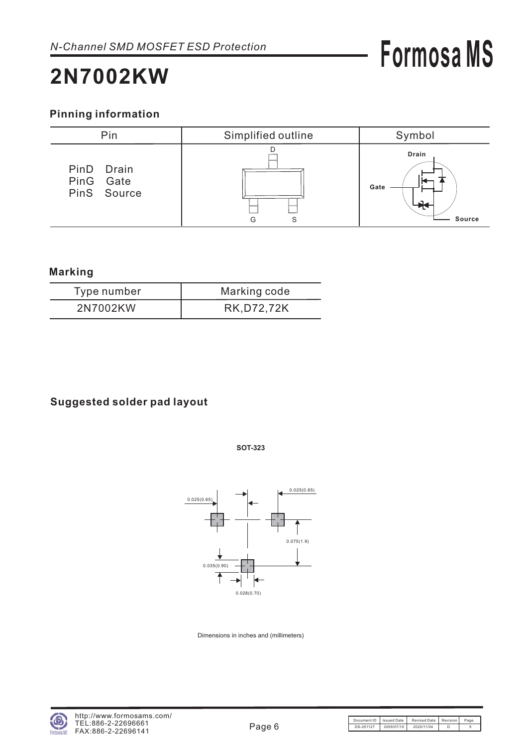## Pinning information

| Pin | Simplified outline | Symbol |
|---|---|---|
| PinD Drain<br>PinG Gate<br>PinS Source | D<br>G S | Drain<br>Gate<br>Source |

## Marking

| Type number | Marking code |
|---|---|
| 2N7002KW | RK,D72,72K |

## Suggested solder pad layout

**SOT-323**

0.025(0.65)

0.025(0.65)

0.075(1.9)

0.035(0.90)

0.028(0.70)

Dimensions in inches and (millimeters)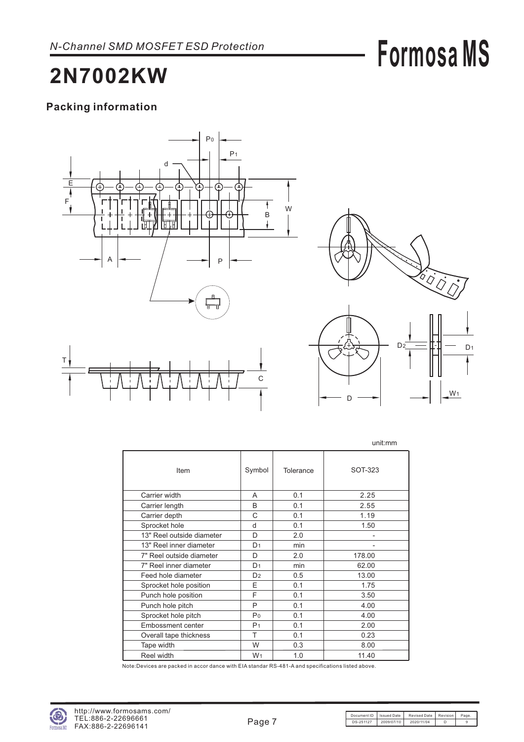# 2N7002KW

N-Channel SMD MOSFET ESD Protection

## Packing information

unit:mm

| Item | Symbol | Tolerance | SOT-323 |
|---|---|---|---|
| Carrier width | A | 0.1 | 2.25 |
| Carrier length | B | 0.1 | 2.55 |
| Carrier depth | C | 0.1 | 1.19 |
| Sprocket hole | d | 0.1 | 1.50 |
| 13" Reel outside diameter | D | 2.0 | - |
| 13" Reel inner diameter | $D_1$ | min | - |
| 7" Reel outside diameter | D | 2.0 | 178.00 |
| 7" Reel inner diameter | $D_1$ | min | 62.00 |
| Feed hole diameter | $D_2$ | 0.5 | 13.00 |
| Sprocket hole position | E | 0.1 | 1.75 |
| Punch hole position | F | 0.1 | 3.50 |
| Punch hole pitch | P | 0.1 | 4.00 |
| Sprocket hole pitch | $P_0$ | 0.1 | 4.00 |
| Embossment center | $P_1$ | 0.1 | 2.00 |
| Overall tape thickness | T | 0.1 | 0.23 |
| Tape width | W | 0.3 | 8.00 |
| Reel width | $W_1$ | 1.0 | 11.40 |

Note:Devices are packed in accor dance with EIA standar RS-481-A and specifications listed above.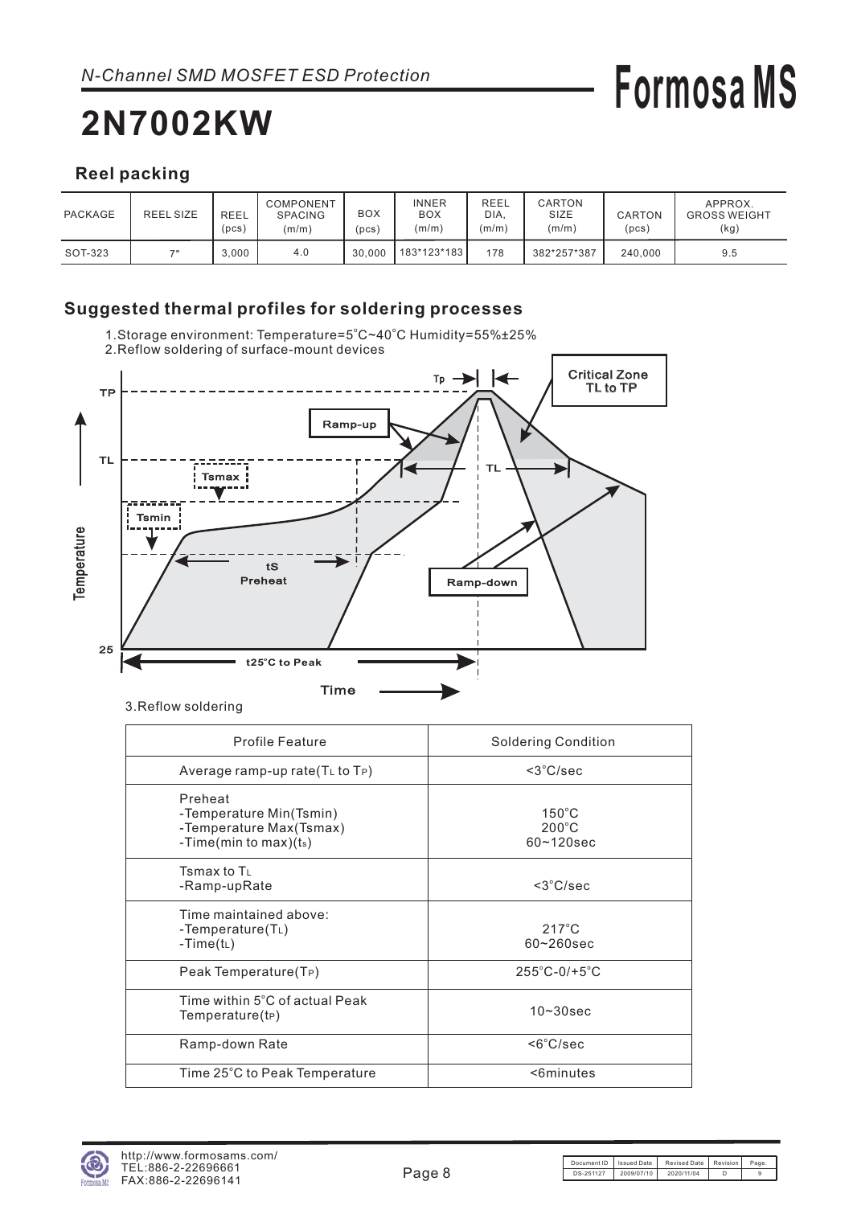*N-Channel SMD MOSFET ESD Protection*

# 2N7002KW

### Reel packing

| PACKAGE | REEL SIZE | REEL (pcs) | COMPONENT SPACING (m/m) | BOX (pcs) | INNER BOX (m/m) | REEL DIA. (m/m) | CARTON SIZE (m/m) | CARTON (pcs) | APPROX. GROSS WEIGHT (kg) |
|---|---|---|---|---|---|---|---|---|---|
| SOT-323 | 7" | 3,000 | 4.0 | 30,000 | 183*123*183 | 178 | 382*257*387 | 240,000 | 9.5 |

### Suggested thermal profiles for soldering processes

1.Storage environment: Temperature=5°C~40°C Humidity=55%±25%

2.Reflow soldering of surface-mount devices

3.Reflow soldering

| Profile Feature | Soldering Condition |
|---|---|
| Average ramp-up rate($T_L$ to $T_P$) | <3°C/sec |
| Preheat<br>-Temperature Min(Tsmin)<br>-Temperature Max(Tsmax)<br>-Time(min to max)($t_s$) | 150°C<br>200°C<br>60~120sec |
| Tsmax to $T_L$<br>-Ramp-upRate | <3°C/sec |
| Time maintained above:<br>-Temperature($T_L$)<br>-Time($t_L$) | 217°C<br>60~260sec |
| Peak Temperature($T_P$) | 255°C-0/+5°C |
| Time within 5°C of actual Peak Temperature($t_P$) | 10~30sec |
| Ramp-down Rate | <6°C/sec |
| Time 25°C to Peak Temperature | <6minutes |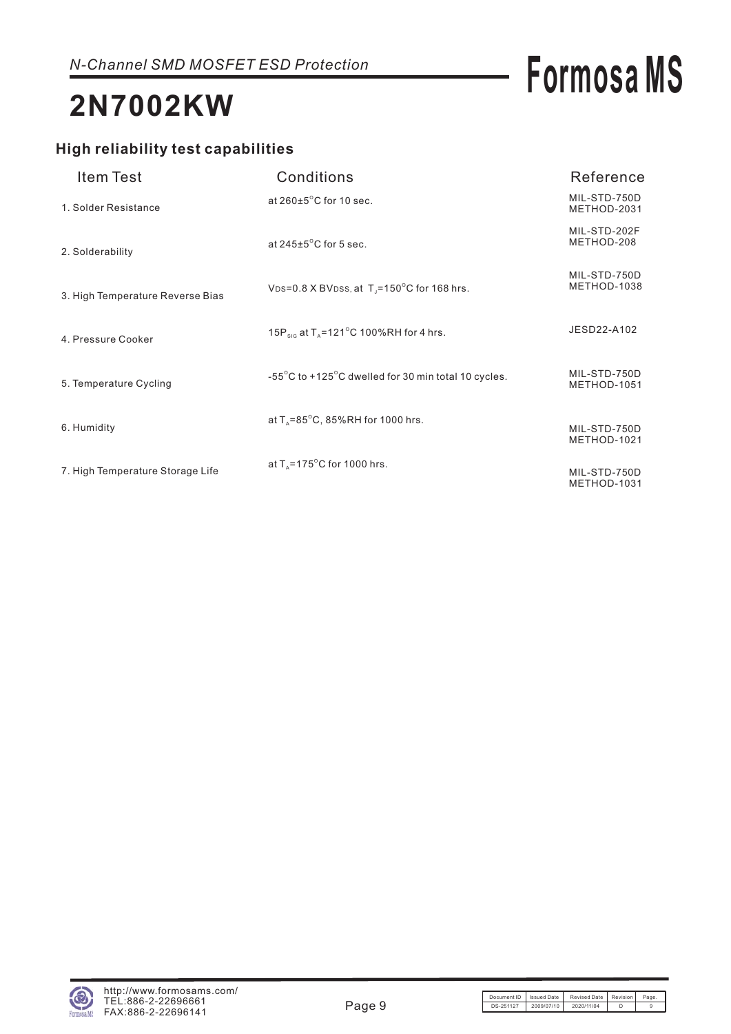## High reliability test capabilities

| Item Test | Conditions | Reference |
|---|---|---|
| 1. Solder Resistance | at 260±5°C for 10 sec. | MIL-STD-750D METHOD-2031 |
| 2. Solderability | at 245±5°C for 5 sec. | MIL-STD-202F METHOD-208 |
| 3. High Temperature Reverse Bias | $V_{DS}$=0.8 X $BV_{DSS}$, at $T_J$=150°C for 168 hrs. | MIL-STD-750D METHOD-1038 |
| 4. Pressure Cooker | 15$P_{SIG}$ at $T_A$=121°C 100%RH for 4 hrs. | JESD22-A102 |
| 5. Temperature Cycling | -55°C to +125°C dwelled for 30 min total 10 cycles. | MIL-STD-750D METHOD-1051 |
| 6. Humidity | at $T_A$=85°C, 85%RH for 1000 hrs. | MIL-STD-750D METHOD-1021 |
| 7. High Temperature Storage Life | at $T_A$=175°C for 1000 hrs. | MIL-STD-750D METHOD-1031 |